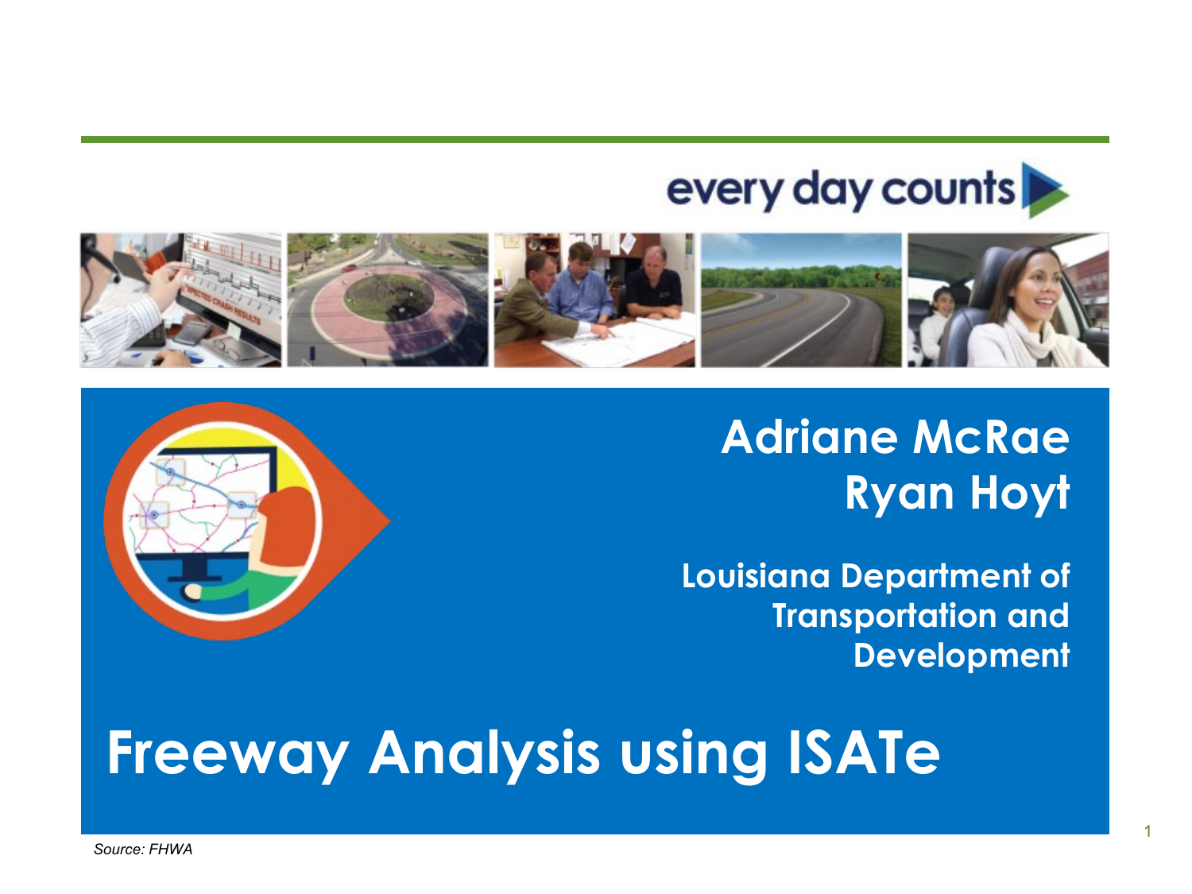every day counts

# Freeway Analysis using ISATe

**Adriane McRae**
**Ryan Hoyt**

**Louisiana Department of Transportation and Development**

*Source: FHWA*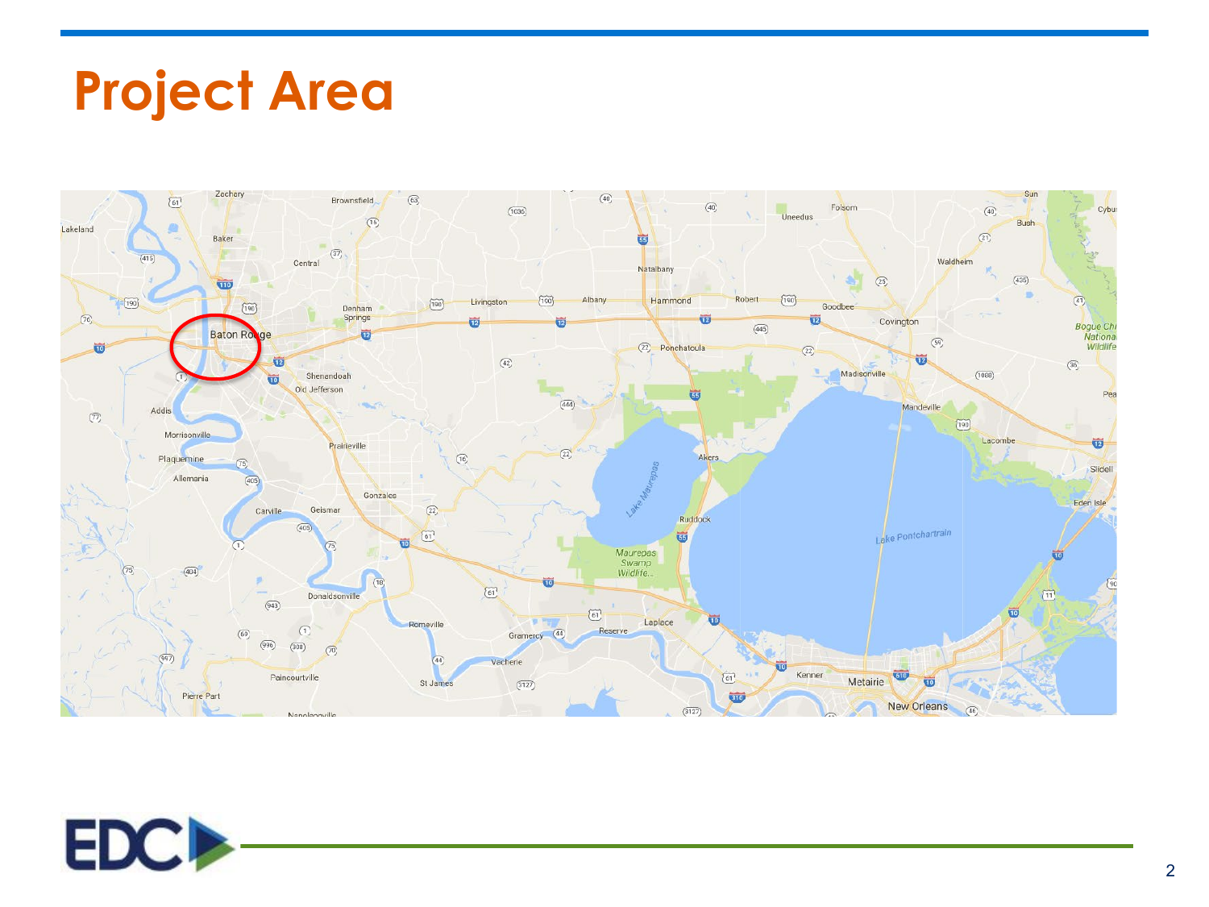# Project Area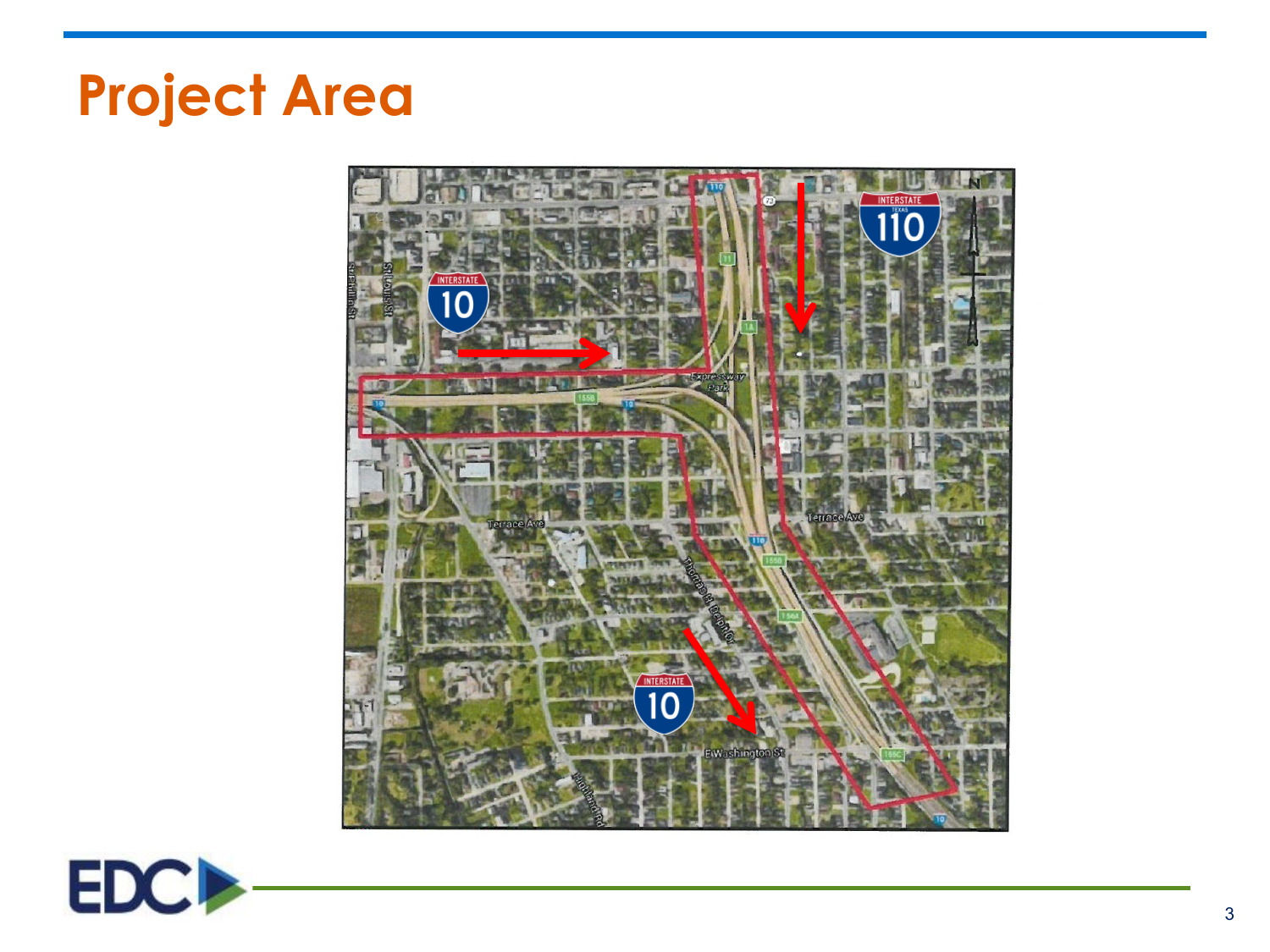# Project Area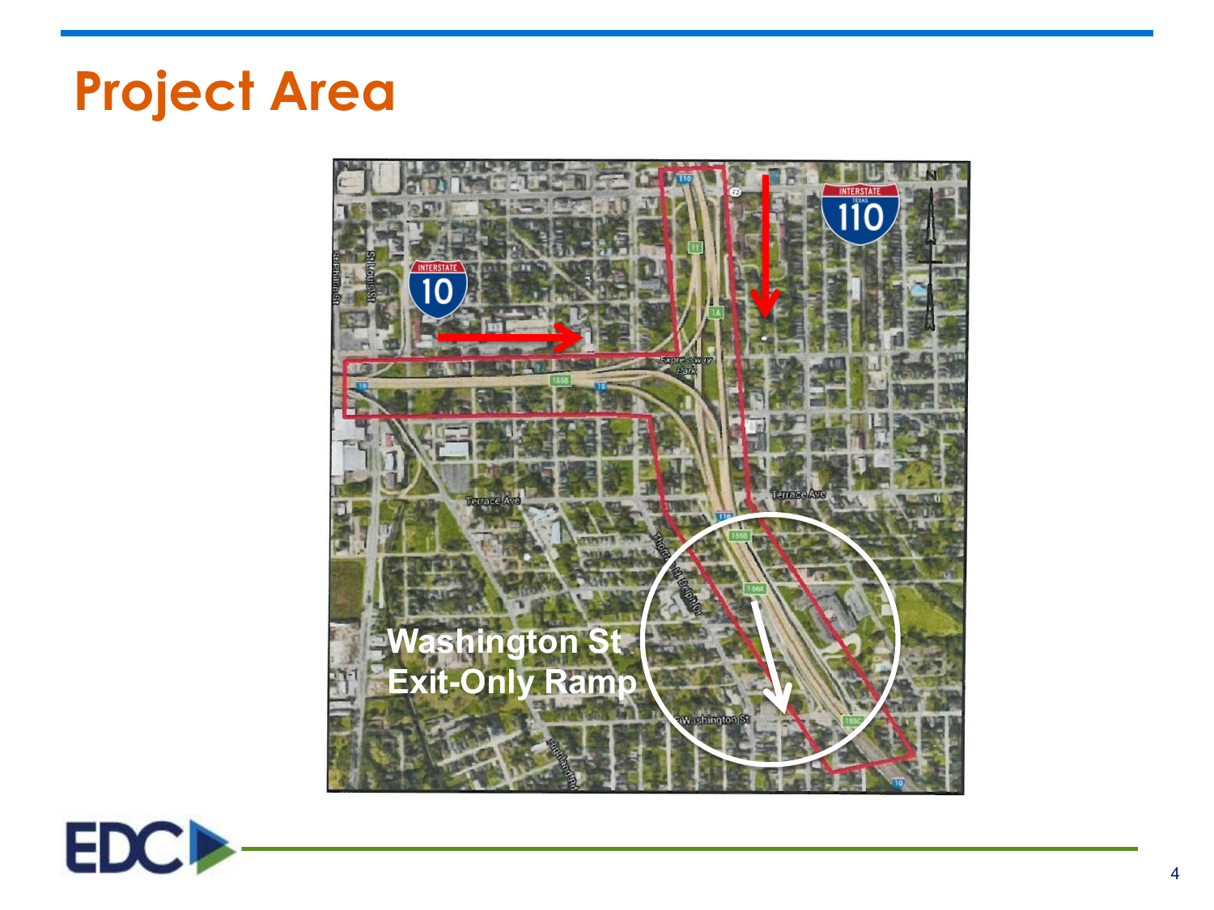# Project Area

Washington St Exit-Only Ramp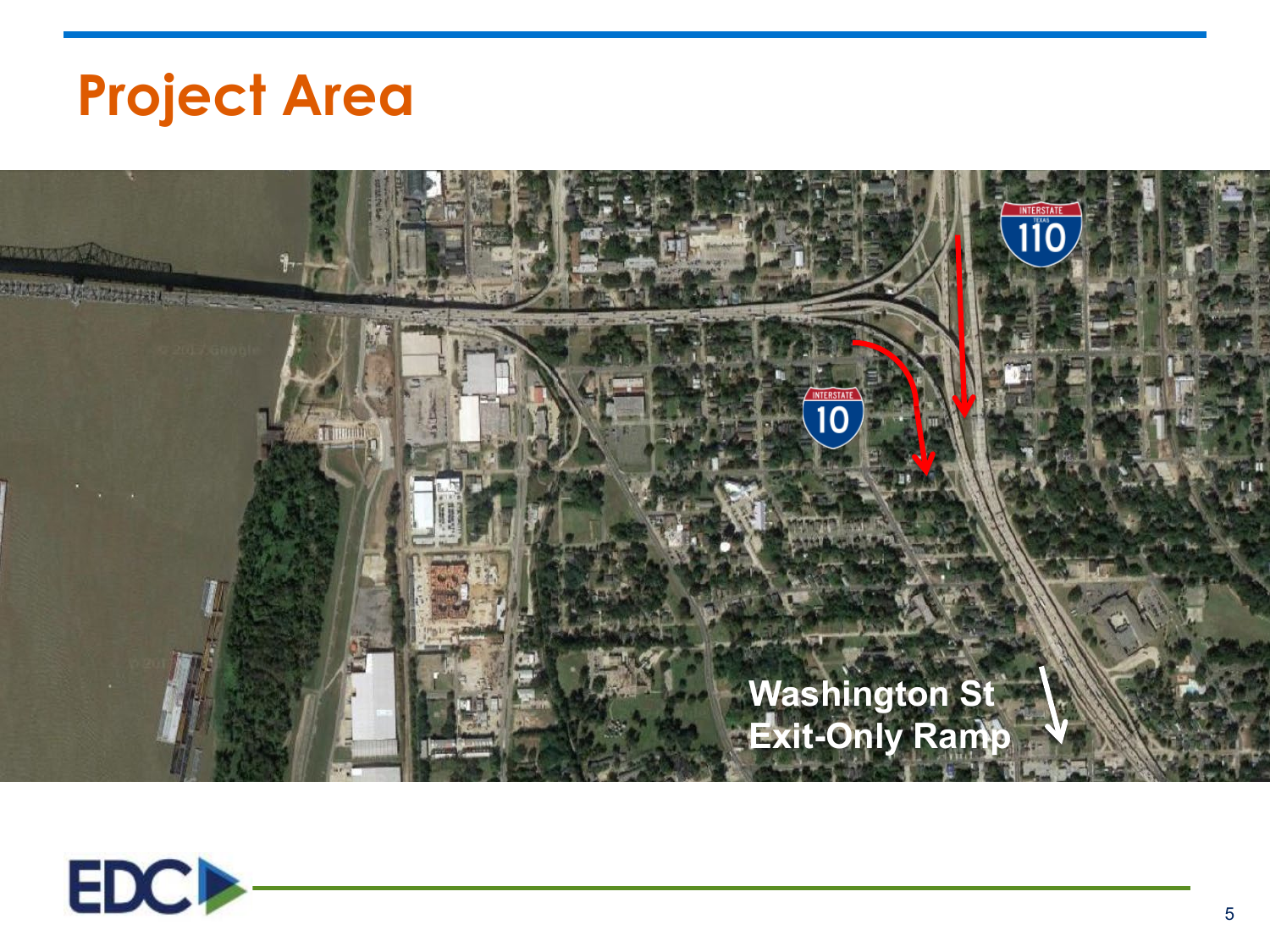# Project Area

Washington St Exit-Only Ramp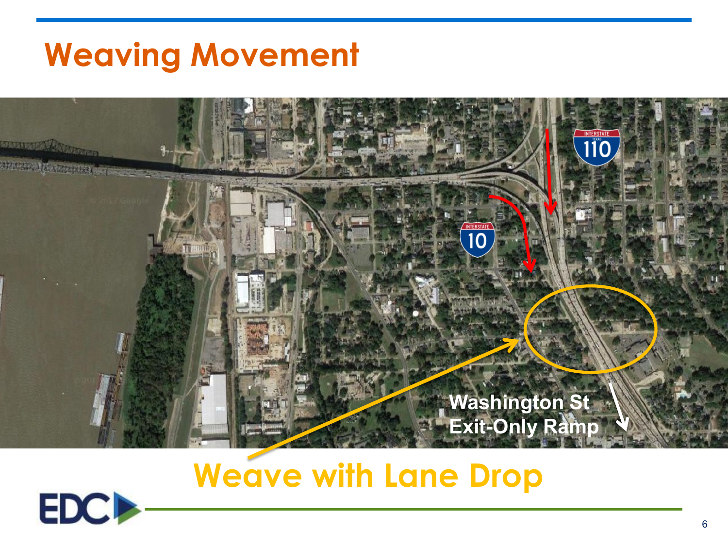# Weaving Movement

Washington St Exit-Only Ramp

Weave with Lane Drop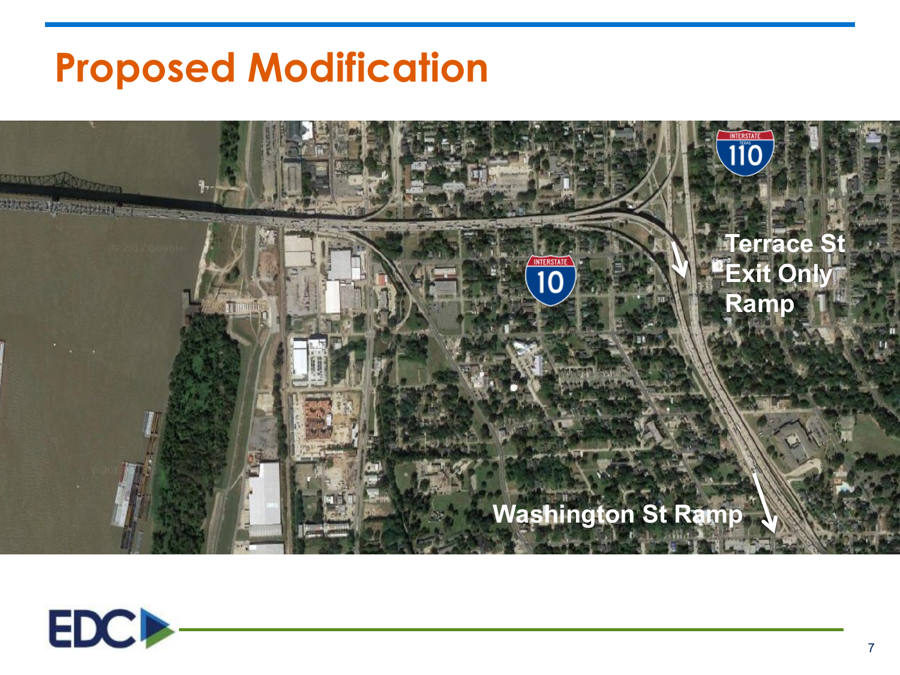# Proposed Modification

Terrace St Exit Only Ramp

Washington St Ramp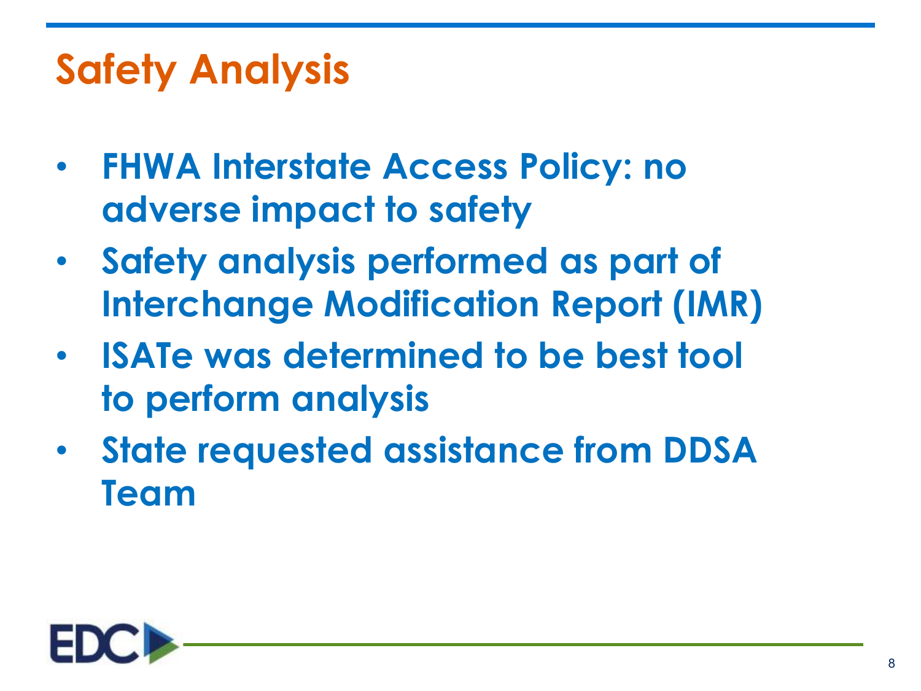# Safety Analysis

- **FHWA Interstate Access Policy: no adverse impact to safety**
- **Safety analysis performed as part of Interchange Modification Report (IMR)**
- **ISATe was determined to be best tool to perform analysis**
- **State requested assistance from DDSA Team**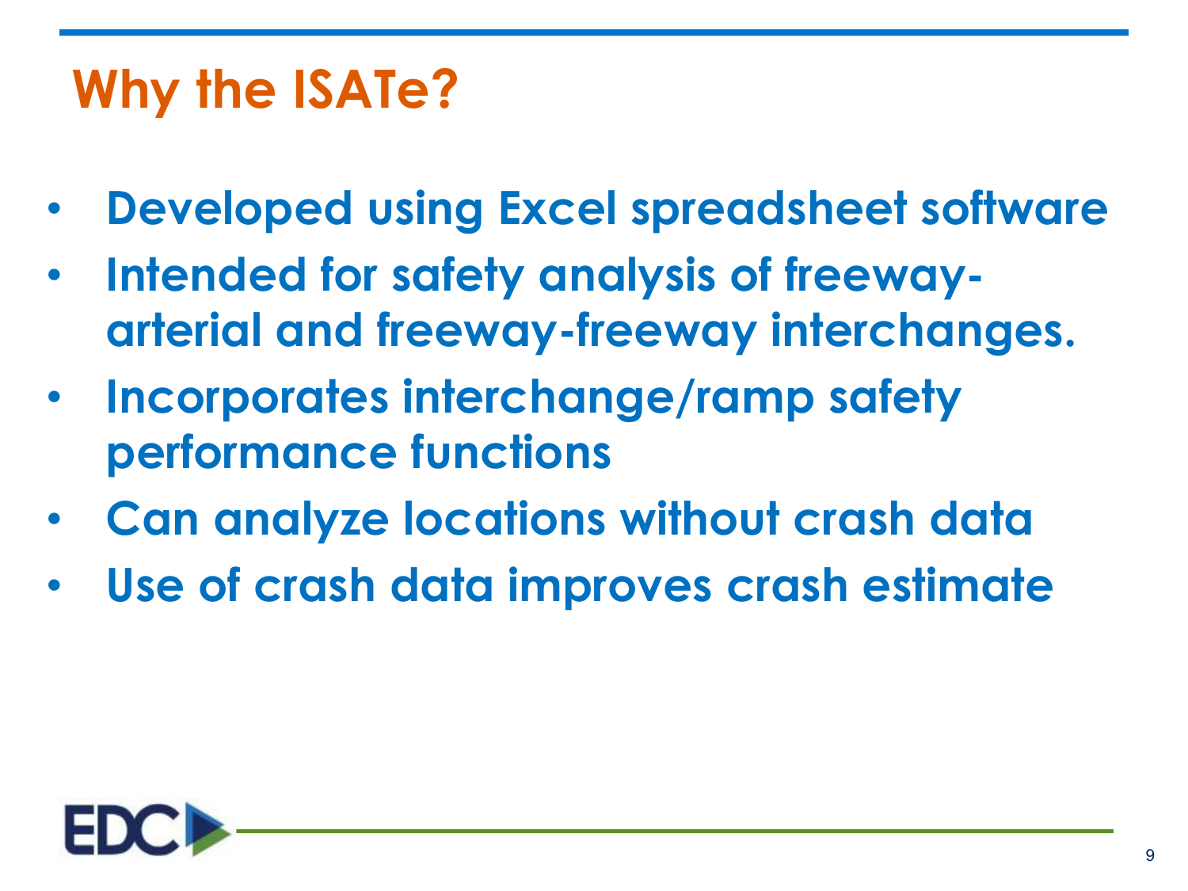# Why the ISATe?

- Developed using Excel spreadsheet software
- Intended for safety analysis of freeway-arterial and freeway-freeway interchanges.
- Incorporates interchange/ramp safety performance functions
- Can analyze locations without crash data
- Use of crash data improves crash estimate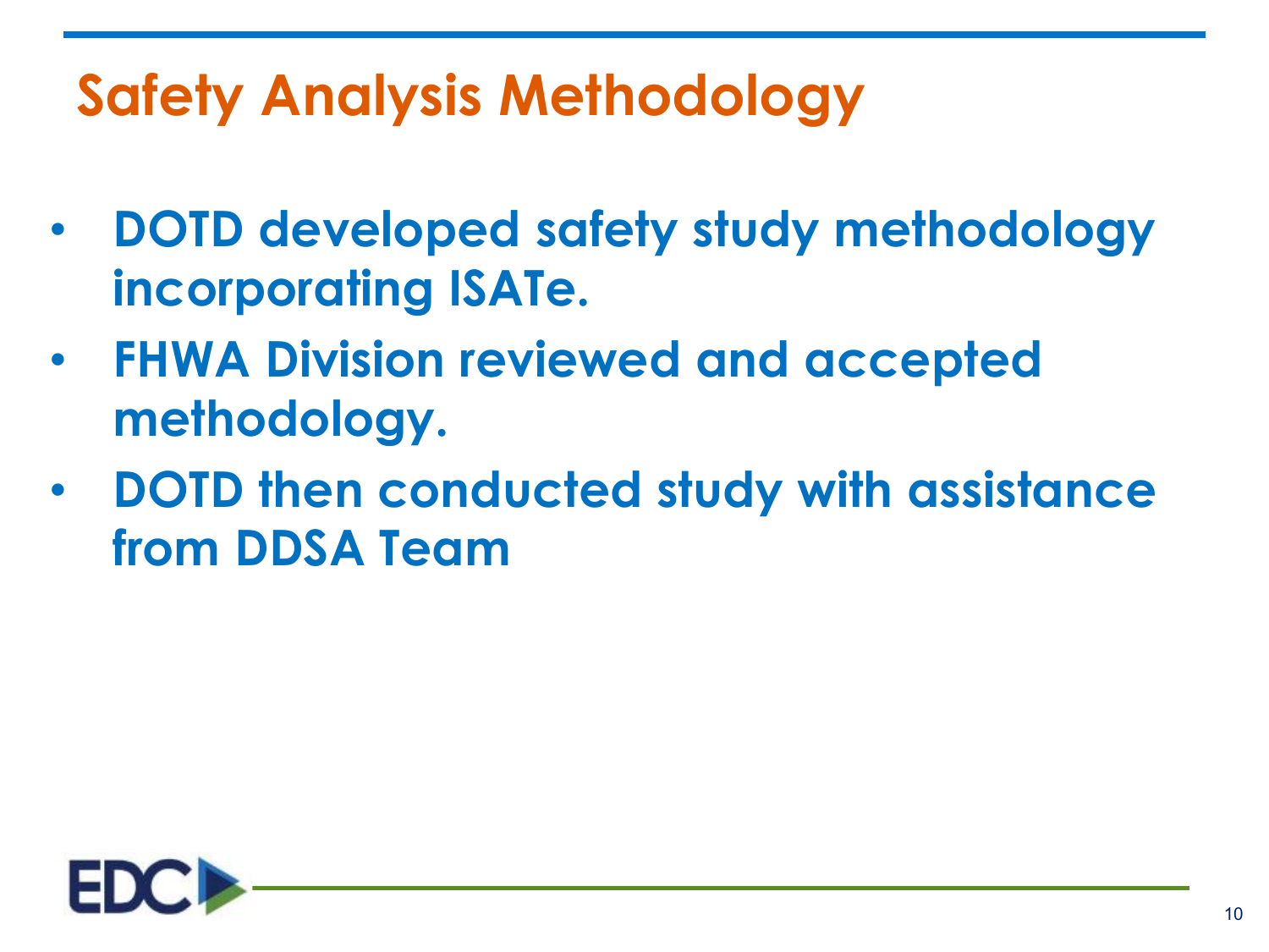# Safety Analysis Methodology

- **DOTD developed safety study methodology incorporating ISATe.**
- **FHWA Division reviewed and accepted methodology.**
- **DOTD then conducted study with assistance from DDSA Team**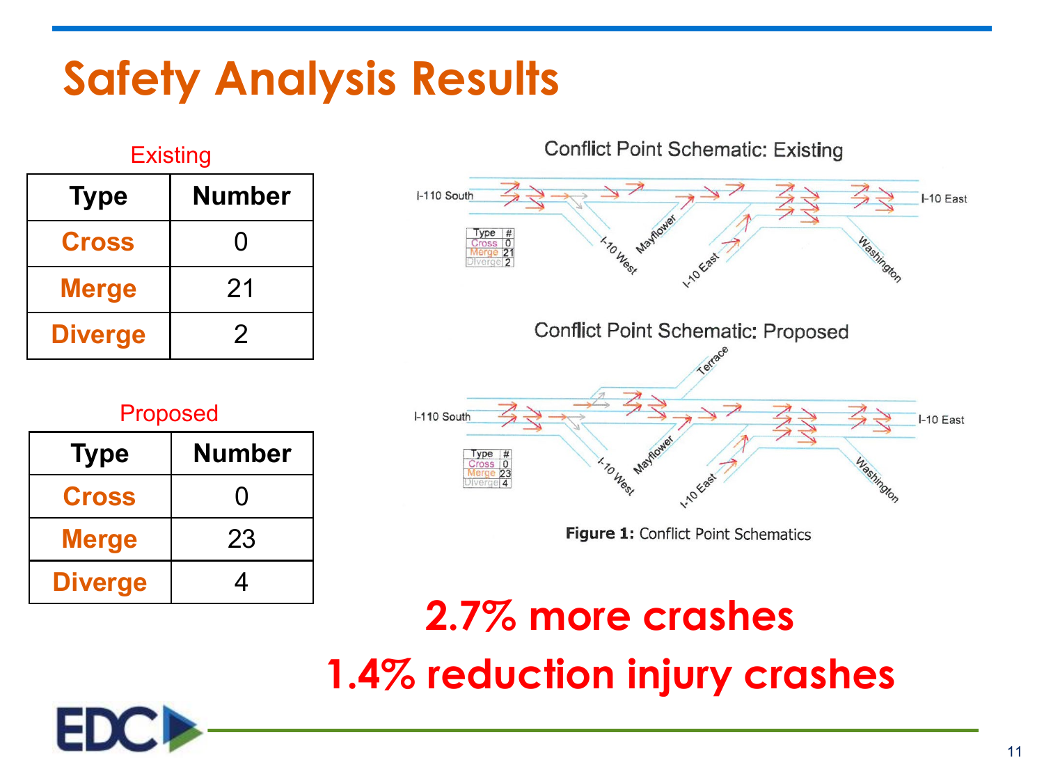# Safety Analysis Results

Existing

| Type | Number |
|---|---|
| Cross | 0 |
| Merge | 21 |
| Diverge | 2 |

Proposed

| Type | Number |
|---|---|
| Cross | 0 |
| Merge | 23 |
| Diverge | 4 |

Conflict Point Schematic: Existing

Conflict Point Schematic: Proposed

**Figure 1:** Conflict Point Schematics

**2.7% more crashes**

**1.4% reduction injury crashes**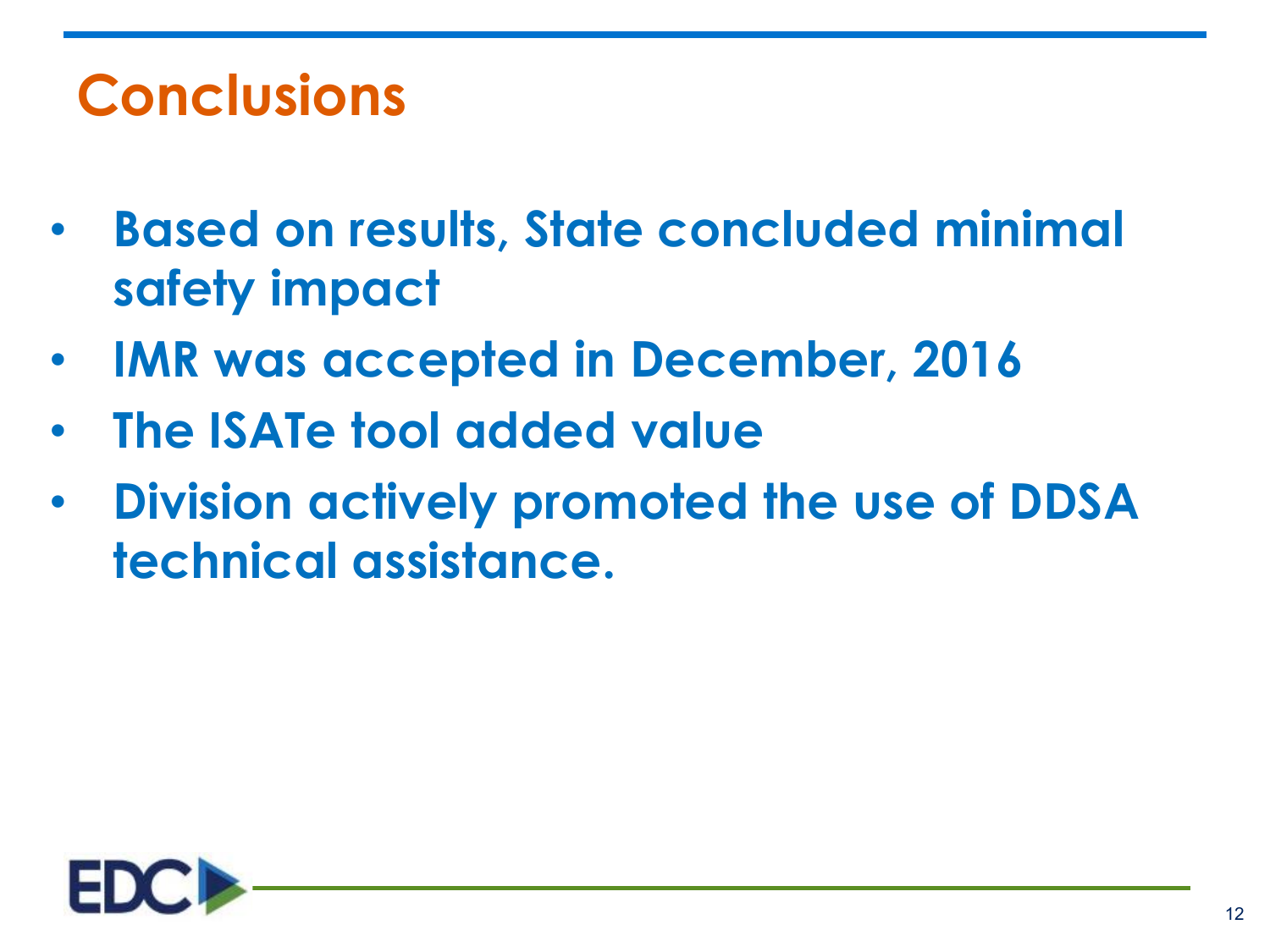# Conclusions

- **Based on results, State concluded minimal safety impact**
- **IMR was accepted in December, 2016**
- **The ISATe tool added value**
- **Division actively promoted the use of DDSA technical assistance.**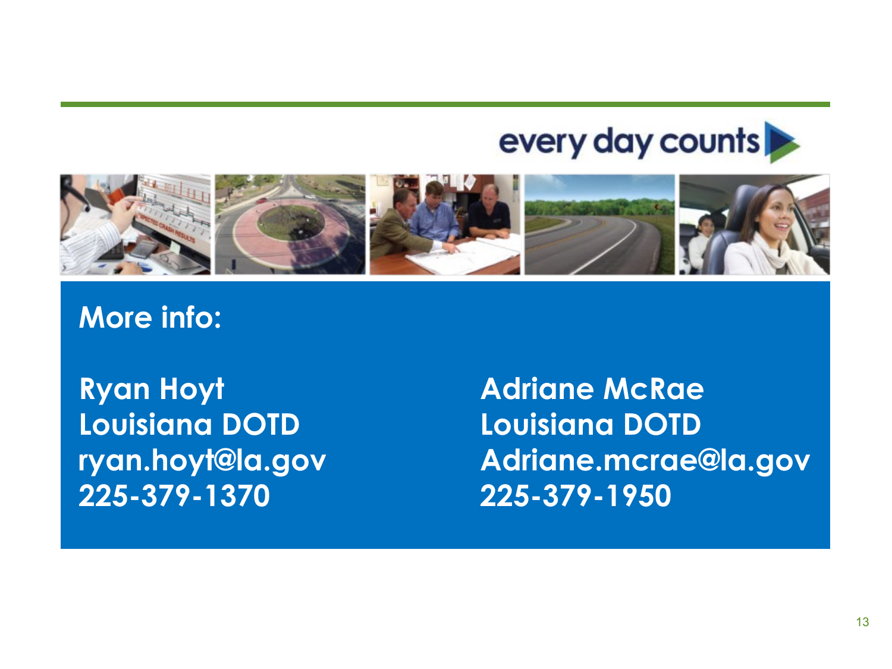every day counts

## More info:

**Ryan Hoyt**
**Louisiana DOTD**
**ryan.hoyt@la.gov**
**225-379-1370**

**Adriane McRae**
**Louisiana DOTD**
**Adriane.mcrae@la.gov**
**225-379-1950**